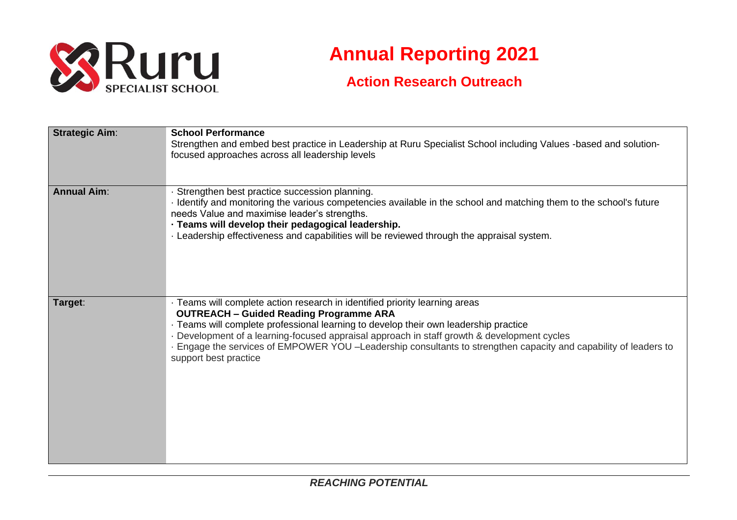Ruru SPECIALIST SCHOOL

# Annual Reporting 2021

## Action Research Outreach

| **Strategic Aim**: | **School Performance**<br>Strengthen and embed best practice in Leadership at Ruru Specialist School including Values -based and solution-focused approaches across all leadership levels |
|---|---|
| **Annual Aim**: | · Strengthen best practice succession planning.<br>· Identify and monitoring the various competencies available in the school and matching them to the school's future needs Value and maximise leader's strengths.<br>**· Teams will develop their pedagogical leadership.**<br>· Leadership effectiveness and capabilities will be reviewed through the appraisal system. |
| **Target**: | · Teams will complete action research in identified priority learning areas<br>**OUTREACH – Guided Reading Programme ARA**<br>· Teams will complete professional learning to develop their own leadership practice<br>· Development of a learning-focused appraisal approach in staff growth & development cycles<br>· Engage the services of EMPOWER YOU –Leadership consultants to strengthen capacity and capability of leaders to support best practice |

*REACHING POTENTIAL*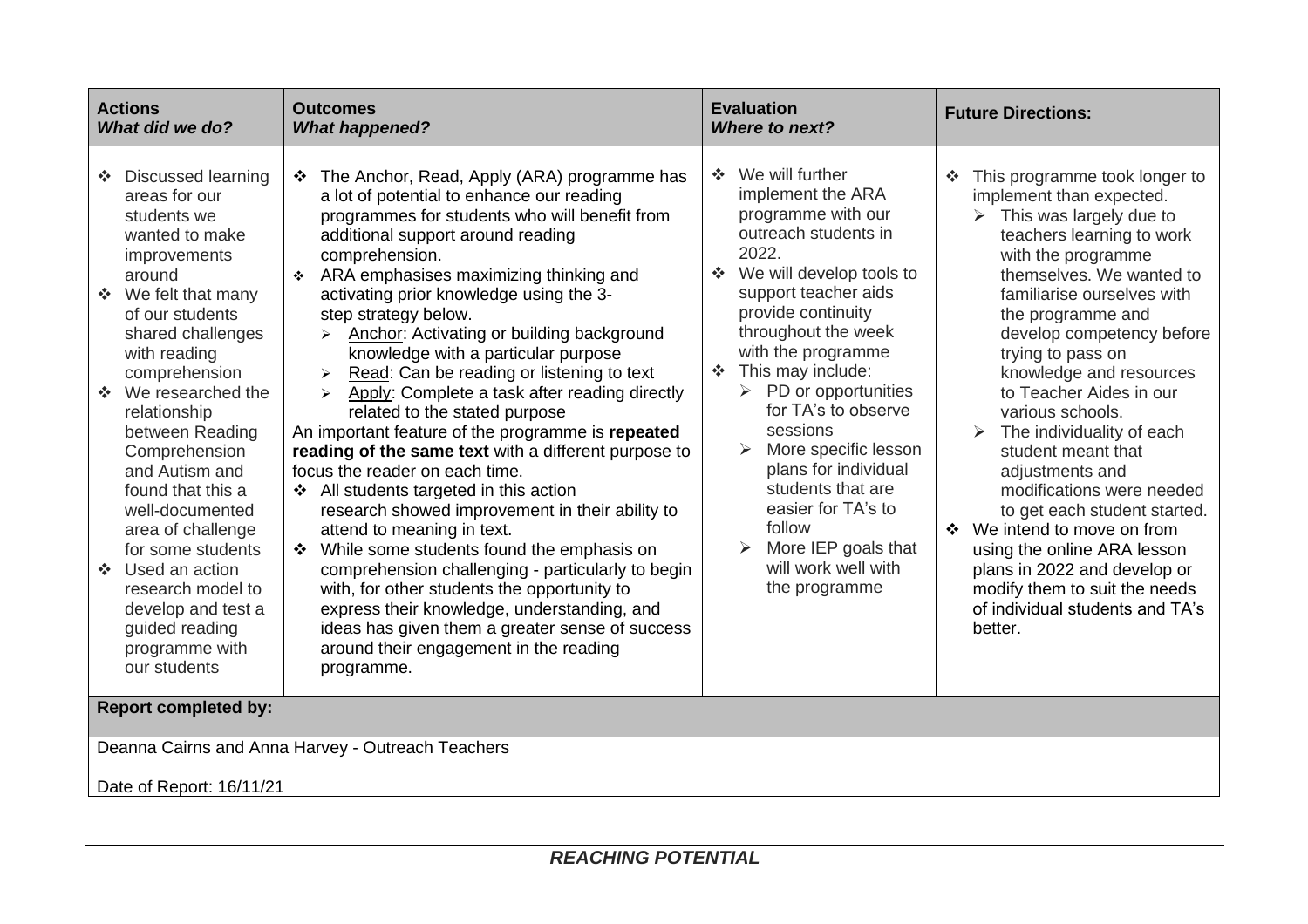| **Actions** *What did we do?* | **Outcomes** *What happened?* | **Evaluation** *Where to next?* | **Future Directions:** |
|---|---|---|---|
| ❖ Discussed learning areas for our students we wanted to make improvements around<br>❖ We felt that many of our students shared challenges with reading comprehension<br>❖ We researched the relationship between Reading Comprehension and Autism and found that this a well-documented area of challenge for some students<br>❖ Used an action research model to develop and test a guided reading programme with our students | ❖ The Anchor, Read, Apply (ARA) programme has a lot of potential to enhance our reading programmes for students who will benefit from additional support around reading comprehension.<br>❖ ARA emphasises maximizing thinking and activating prior knowledge using the 3-step strategy below.<br>➢ Anchor: Activating or building background knowledge with a particular purpose<br>➢ Read: Can be reading or listening to text<br>➢ Apply: Complete a task after reading directly related to the stated purpose<br>An important feature of the programme is **repeated reading of the same text** with a different purpose to focus the reader on each time.<br>❖ All students targeted in this action research showed improvement in their ability to attend to meaning in text.<br>❖ While some students found the emphasis on comprehension challenging - particularly to begin with, for other students the opportunity to express their knowledge, understanding, and ideas has given them a greater sense of success around their engagement in the reading programme. | ❖ We will further implement the ARA programme with our outreach students in 2022.<br>❖ We will develop tools to support teacher aids provide continuity throughout the week with the programme<br>❖ This may include:<br>➢ PD or opportunities for TA's to observe sessions<br>➢ More specific lesson plans for individual students that are easier for TA's to follow<br>➢ More IEP goals that will work well with the programme | ❖ This programme took longer to implement than expected.<br>➢ This was largely due to teachers learning to work with the programme themselves. We wanted to familiarise ourselves with the programme and develop competency before trying to pass on knowledge and resources to Teacher Aides in our various schools.<br>➢ The individuality of each student meant that adjustments and modifications were needed to get each student started.<br>❖ We intend to move on from using the online ARA lesson plans in 2022 and develop or modify them to suit the needs of individual students and TA's better. |
| **Report completed by:** | | | |
| Deanna Cairns and Anna Harvey - Outreach Teachers<br><br>Date of Report: 16/11/21 | | | |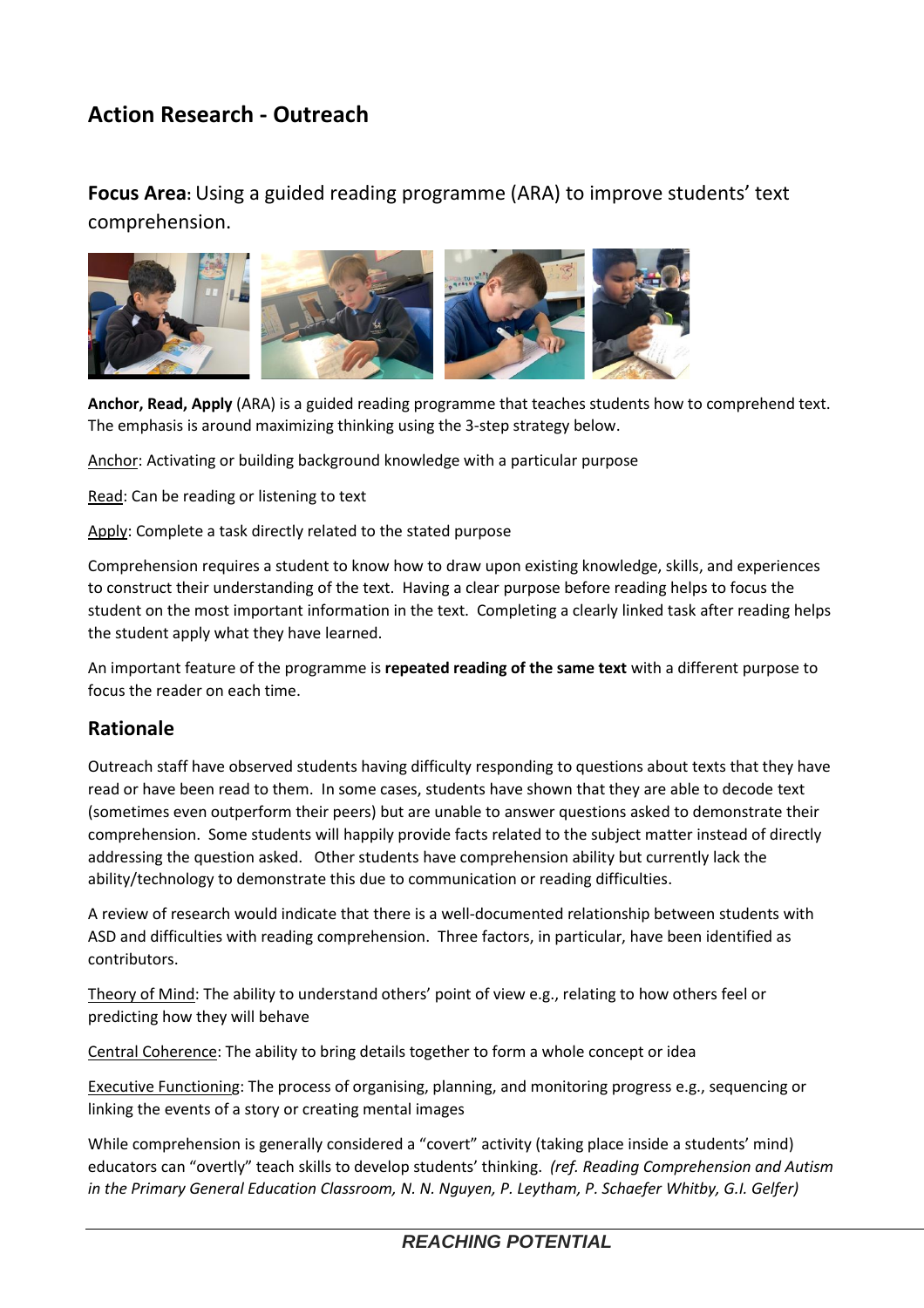## Action Research - Outreach

**Focus Area:** Using a guided reading programme (ARA) to improve students' text comprehension.

**Anchor, Read, Apply** (ARA) is a guided reading programme that teaches students how to comprehend text. The emphasis is around maximizing thinking using the 3-step strategy below.

Anchor: Activating or building background knowledge with a particular purpose

Read: Can be reading or listening to text

Apply: Complete a task directly related to the stated purpose

Comprehension requires a student to know how to draw upon existing knowledge, skills, and experiences to construct their understanding of the text. Having a clear purpose before reading helps to focus the student on the most important information in the text. Completing a clearly linked task after reading helps the student apply what they have learned.

An important feature of the programme is **repeated reading of the same text** with a different purpose to focus the reader on each time.

### Rationale

Outreach staff have observed students having difficulty responding to questions about texts that they have read or have been read to them. In some cases, students have shown that they are able to decode text (sometimes even outperform their peers) but are unable to answer questions asked to demonstrate their comprehension. Some students will happily provide facts related to the subject matter instead of directly addressing the question asked. Other students have comprehension ability but currently lack the ability/technology to demonstrate this due to communication or reading difficulties.

A review of research would indicate that there is a well-documented relationship between students with ASD and difficulties with reading comprehension. Three factors, in particular, have been identified as contributors.

Theory of Mind: The ability to understand others' point of view e.g., relating to how others feel or predicting how they will behave

Central Coherence: The ability to bring details together to form a whole concept or idea

Executive Functioning: The process of organising, planning, and monitoring progress e.g., sequencing or linking the events of a story or creating mental images

While comprehension is generally considered a "covert" activity (taking place inside a students' mind) educators can "overtly" teach skills to develop students' thinking. *(ref. Reading Comprehension and Autism in the Primary General Education Classroom, N. N. Nguyen, P. Leytham, P. Schaefer Whitby, G.I. Gelfer)*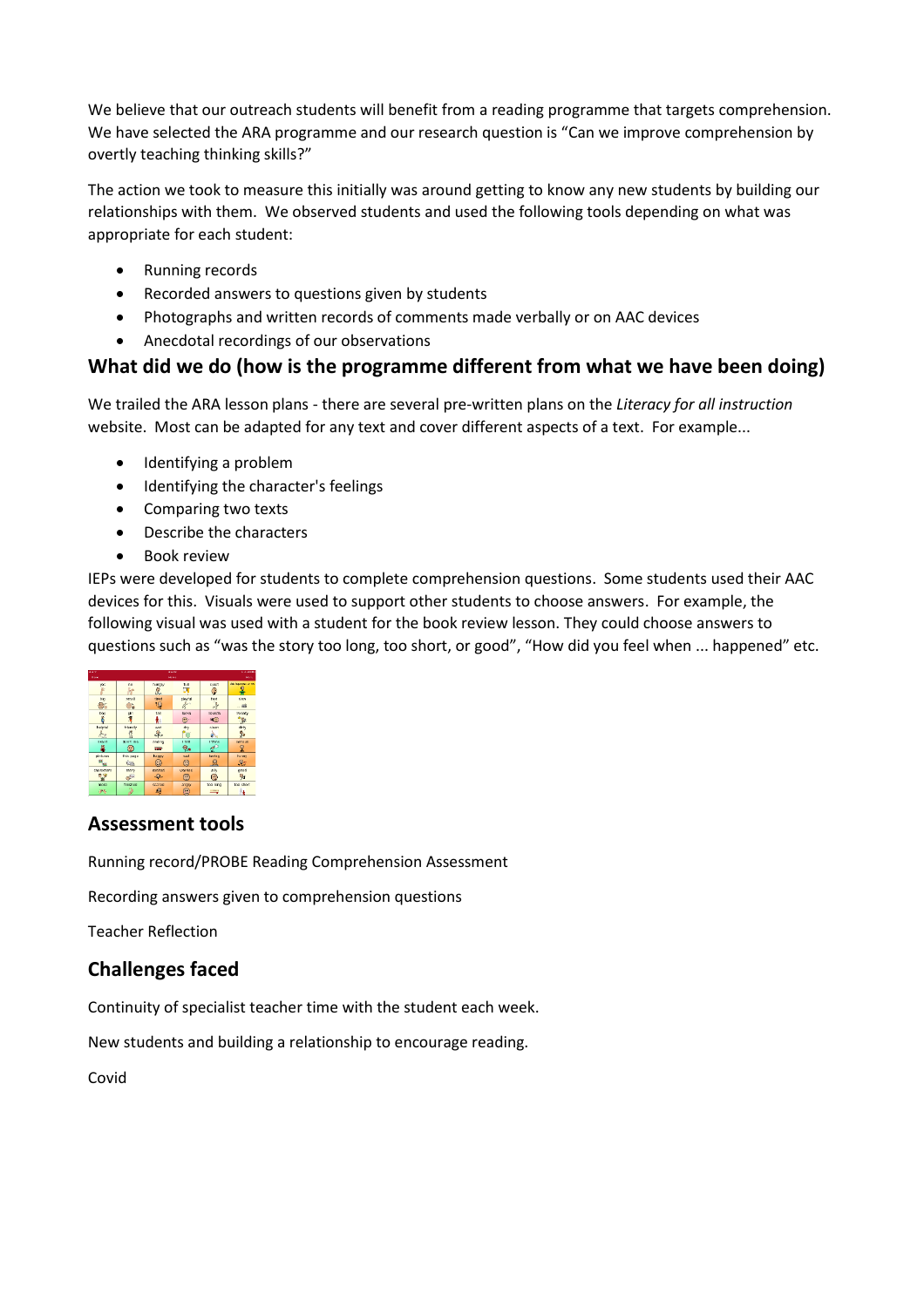We believe that our outreach students will benefit from a reading programme that targets comprehension. We have selected the ARA programme and our research question is "Can we improve comprehension by overtly teaching thinking skills?"

The action we took to measure this initially was around getting to know any new students by building our relationships with them. We observed students and used the following tools depending on what was appropriate for each student:

- Running records
- Recorded answers to questions given by students
- Photographs and written records of comments made verbally or on AAC devices
- Anecdotal recordings of our observations

## What did we do (how is the programme different from what we have been doing)

We trailed the ARA lesson plans - there are several pre-written plans on the *Literacy for all instruction* website. Most can be adapted for any text and cover different aspects of a text. For example...

- Identifying a problem
- Identifying the character's feelings
- Comparing two texts
- Describe the characters
- Book review

IEPs were developed for students to complete comprehension questions. Some students used their AAC devices for this. Visuals were used to support other students to choose answers. For example, the following visual was used with a student for the book review lesson. They could choose answers to questions such as "was the story too long, too short, or good", "How did you feel when ... happened" etc.

## Assessment tools

Running record/PROBE Reading Comprehension Assessment

Recording answers given to comprehension questions

Teacher Reflection

## Challenges faced

Continuity of specialist teacher time with the student each week.

New students and building a relationship to encourage reading.

Covid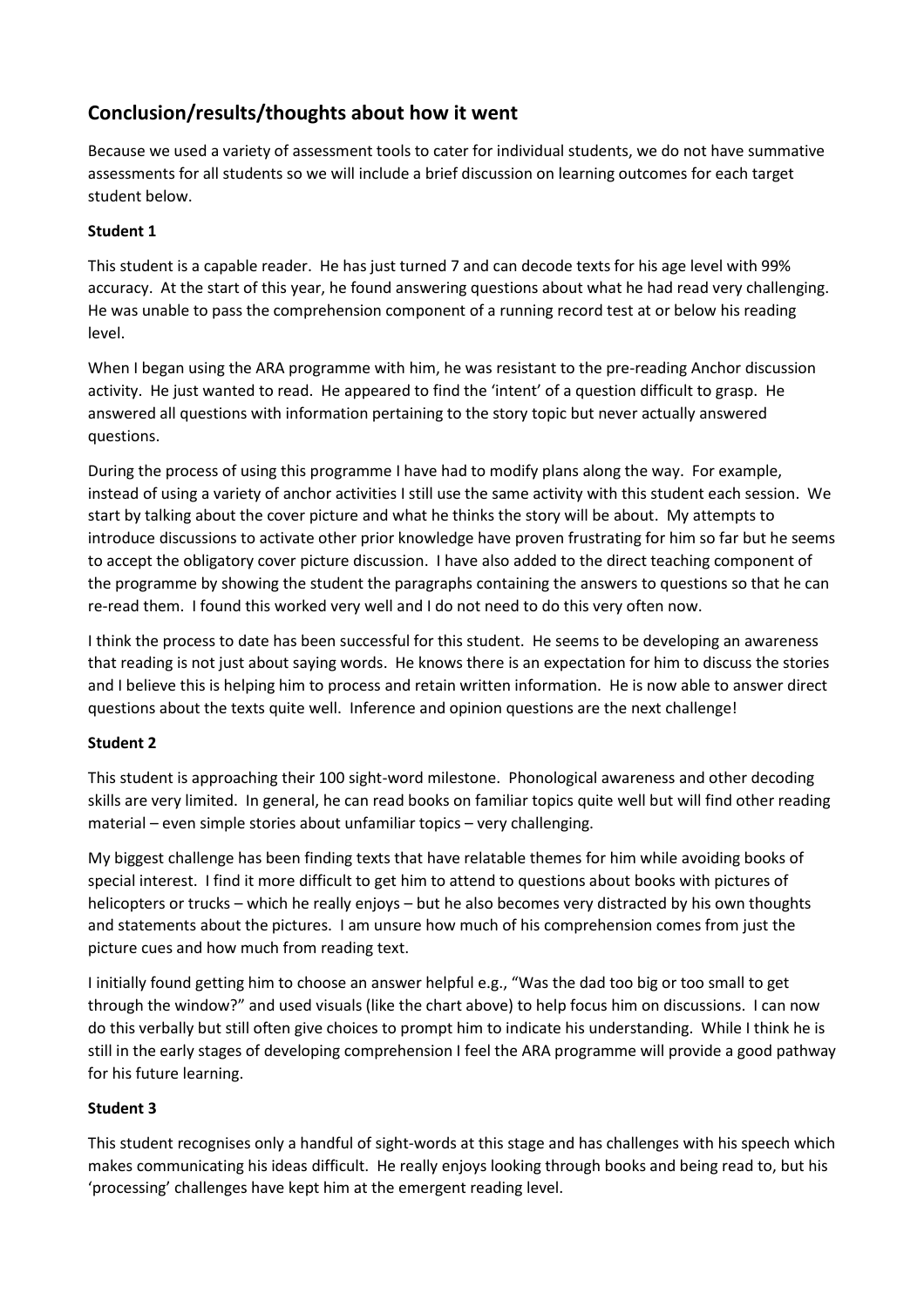## Conclusion/results/thoughts about how it went

Because we used a variety of assessment tools to cater for individual students, we do not have summative assessments for all students so we will include a brief discussion on learning outcomes for each target student below.

**Student 1**

This student is a capable reader. He has just turned 7 and can decode texts for his age level with 99% accuracy. At the start of this year, he found answering questions about what he had read very challenging. He was unable to pass the comprehension component of a running record test at or below his reading level.

When I began using the ARA programme with him, he was resistant to the pre-reading Anchor discussion activity. He just wanted to read. He appeared to find the 'intent' of a question difficult to grasp. He answered all questions with information pertaining to the story topic but never actually answered questions.

During the process of using this programme I have had to modify plans along the way. For example, instead of using a variety of anchor activities I still use the same activity with this student each session. We start by talking about the cover picture and what he thinks the story will be about. My attempts to introduce discussions to activate other prior knowledge have proven frustrating for him so far but he seems to accept the obligatory cover picture discussion. I have also added to the direct teaching component of the programme by showing the student the paragraphs containing the answers to questions so that he can re-read them. I found this worked very well and I do not need to do this very often now.

I think the process to date has been successful for this student. He seems to be developing an awareness that reading is not just about saying words. He knows there is an expectation for him to discuss the stories and I believe this is helping him to process and retain written information. He is now able to answer direct questions about the texts quite well. Inference and opinion questions are the next challenge!

**Student 2**

This student is approaching their 100 sight-word milestone. Phonological awareness and other decoding skills are very limited. In general, he can read books on familiar topics quite well but will find other reading material – even simple stories about unfamiliar topics – very challenging.

My biggest challenge has been finding texts that have relatable themes for him while avoiding books of special interest. I find it more difficult to get him to attend to questions about books with pictures of helicopters or trucks – which he really enjoys – but he also becomes very distracted by his own thoughts and statements about the pictures. I am unsure how much of his comprehension comes from just the picture cues and how much from reading text.

I initially found getting him to choose an answer helpful e.g., "Was the dad too big or too small to get through the window?" and used visuals (like the chart above) to help focus him on discussions. I can now do this verbally but still often give choices to prompt him to indicate his understanding. While I think he is still in the early stages of developing comprehension I feel the ARA programme will provide a good pathway for his future learning.

**Student 3**

This student recognises only a handful of sight-words at this stage and has challenges with his speech which makes communicating his ideas difficult. He really enjoys looking through books and being read to, but his 'processing' challenges have kept him at the emergent reading level.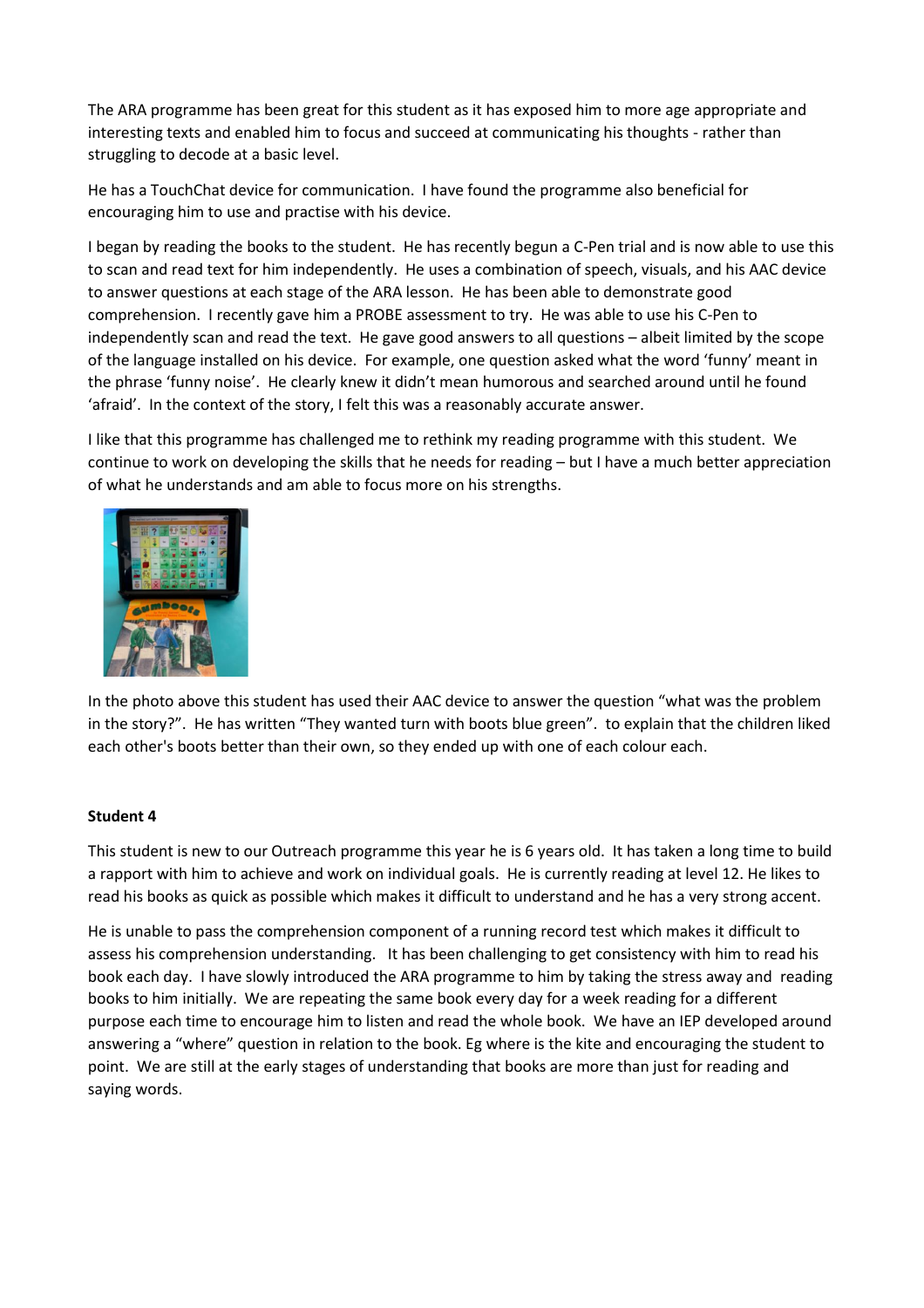The ARA programme has been great for this student as it has exposed him to more age appropriate and interesting texts and enabled him to focus and succeed at communicating his thoughts - rather than struggling to decode at a basic level.

He has a TouchChat device for communication. I have found the programme also beneficial for encouraging him to use and practise with his device.

I began by reading the books to the student. He has recently begun a C-Pen trial and is now able to use this to scan and read text for him independently. He uses a combination of speech, visuals, and his AAC device to answer questions at each stage of the ARA lesson. He has been able to demonstrate good comprehension. I recently gave him a PROBE assessment to try. He was able to use his C-Pen to independently scan and read the text. He gave good answers to all questions – albeit limited by the scope of the language installed on his device. For example, one question asked what the word 'funny' meant in the phrase 'funny noise'. He clearly knew it didn't mean humorous and searched around until he found 'afraid'. In the context of the story, I felt this was a reasonably accurate answer.

I like that this programme has challenged me to rethink my reading programme with this student. We continue to work on developing the skills that he needs for reading – but I have a much better appreciation of what he understands and am able to focus more on his strengths.

In the photo above this student has used their AAC device to answer the question "what was the problem in the story?". He has written "They wanted turn with boots blue green". to explain that the children liked each other's boots better than their own, so they ended up with one of each colour each.

**Student 4**

This student is new to our Outreach programme this year he is 6 years old. It has taken a long time to build a rapport with him to achieve and work on individual goals. He is currently reading at level 12. He likes to read his books as quick as possible which makes it difficult to understand and he has a very strong accent.

He is unable to pass the comprehension component of a running record test which makes it difficult to assess his comprehension understanding. It has been challenging to get consistency with him to read his book each day. I have slowly introduced the ARA programme to him by taking the stress away and reading books to him initially. We are repeating the same book every day for a week reading for a different purpose each time to encourage him to listen and read the whole book. We have an IEP developed around answering a "where" question in relation to the book. Eg where is the kite and encouraging the student to point. We are still at the early stages of understanding that books are more than just for reading and saying words.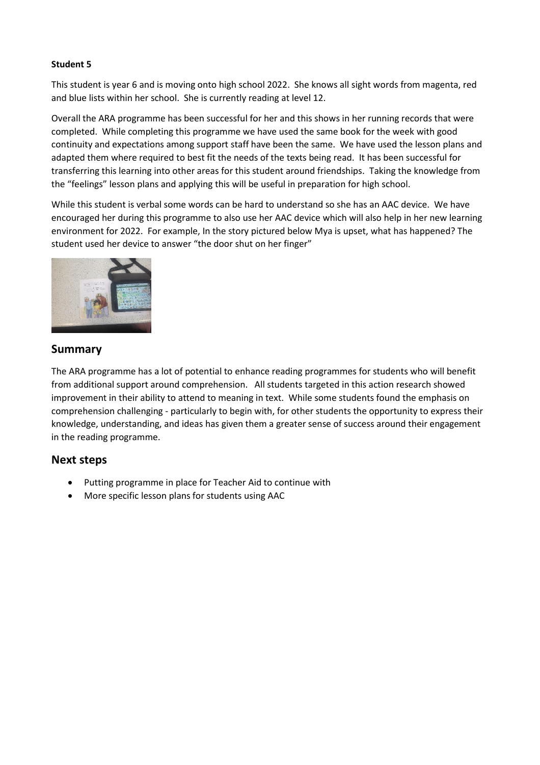**Student 5**

This student is year 6 and is moving onto high school 2022. She knows all sight words from magenta, red and blue lists within her school. She is currently reading at level 12.

Overall the ARA programme has been successful for her and this shows in her running records that were completed. While completing this programme we have used the same book for the week with good continuity and expectations among support staff have been the same. We have used the lesson plans and adapted them where required to best fit the needs of the texts being read. It has been successful for transferring this learning into other areas for this student around friendships. Taking the knowledge from the "feelings" lesson plans and applying this will be useful in preparation for high school.

While this student is verbal some words can be hard to understand so she has an AAC device. We have encouraged her during this programme to also use her AAC device which will also help in her new learning environment for 2022. For example, In the story pictured below Mya is upset, what has happened? The student used her device to answer "the door shut on her finger"

## Summary

The ARA programme has a lot of potential to enhance reading programmes for students who will benefit from additional support around comprehension. All students targeted in this action research showed improvement in their ability to attend to meaning in text. While some students found the emphasis on comprehension challenging - particularly to begin with, for other students the opportunity to express their knowledge, understanding, and ideas has given them a greater sense of success around their engagement in the reading programme.

## Next steps

- Putting programme in place for Teacher Aid to continue with
- More specific lesson plans for students using AAC